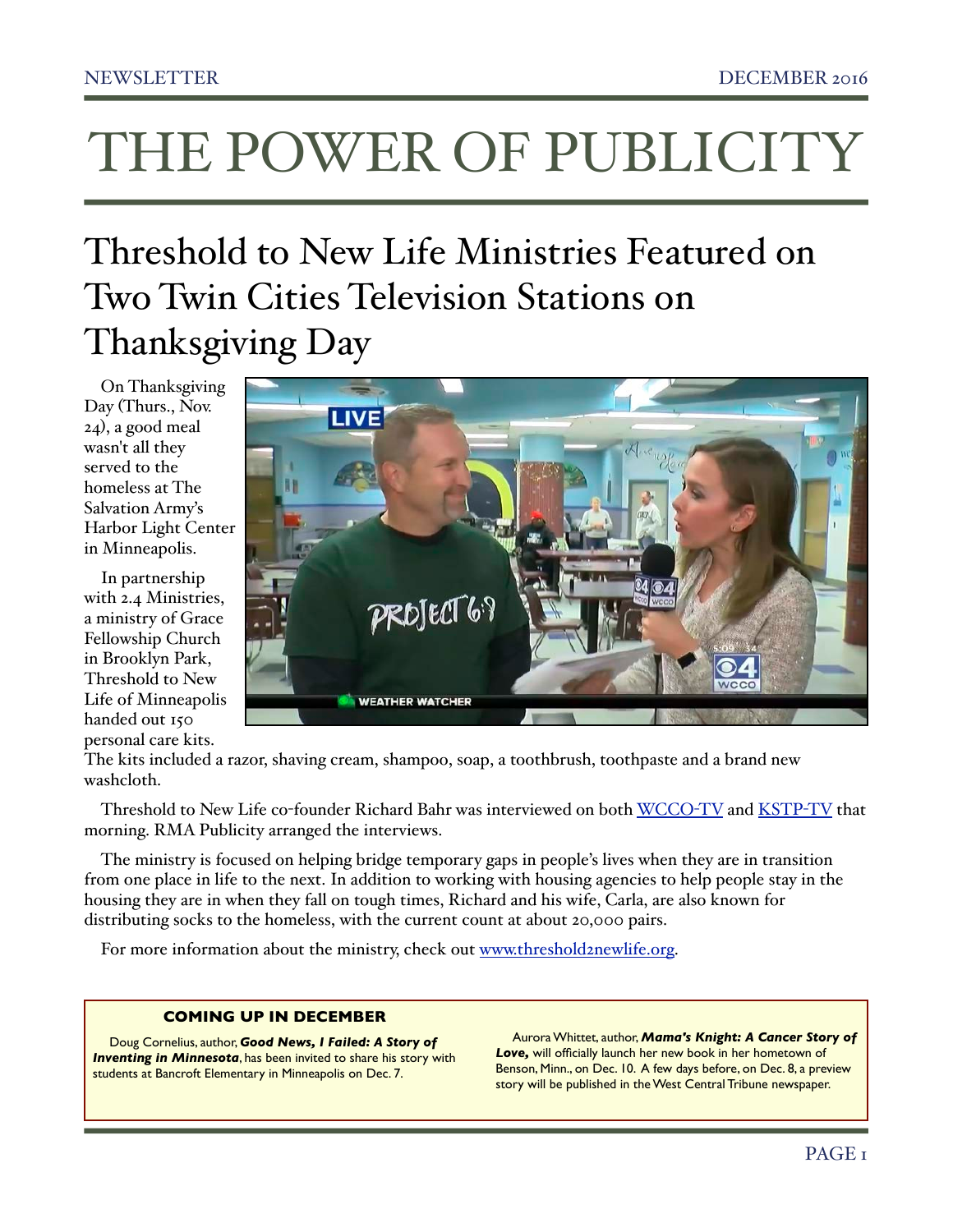# THE POWER OF PUBLICITY

## Threshold to New Life Ministries Featured on Two Twin Cities Television Stations on Thanksgiving Day

On Thanksgiving Day (Thurs., Nov. 24), a good meal wasn't all they served to the homeless at The Salvation Army's Harbor Light Center in Minneapolis.

In partnership with 2.4 Ministries, a ministry of Grace Fellowship Church in Brooklyn Park, Threshold to New Life of Minneapolis handed out 150 personal care kits. The kits included a razor, shaving cream, shampoo, soap, a toothbrush, toothpaste and a brand new washcloth.

Threshold to New Life co-founder Richard Bahr was interviewed on both WCCO-TV and KSTP-TV that morning. RMA Publicity arranged the interviews.

The ministry is focused on helping bridge temporary gaps in people's lives when they are in transition from one place in life to the next. In addition to working with housing agencies to help people stay in the housing they are in when they fall on tough times, Richard and his wife, Carla, are also known for distributing socks to the homeless, with the current count at about 20,000 pairs.

For more information about the ministry, check out www.threshold2newlife.org.

**COMING UP IN DECEMBER**

Doug Cornelius, author, ***Good News, I Failed: A Story of Inventing in Minnesota***, has been invited to share his story with students at Bancroft Elementary in Minneapolis on Dec. 7.

Aurora Whittet, author, ***Mama's Knight: A Cancer Story of Love,*** will officially launch her new book in her hometown of Benson, Minn., on Dec. 10. A few days before, on Dec. 8, a preview story will be published in the West Central Tribune newspaper.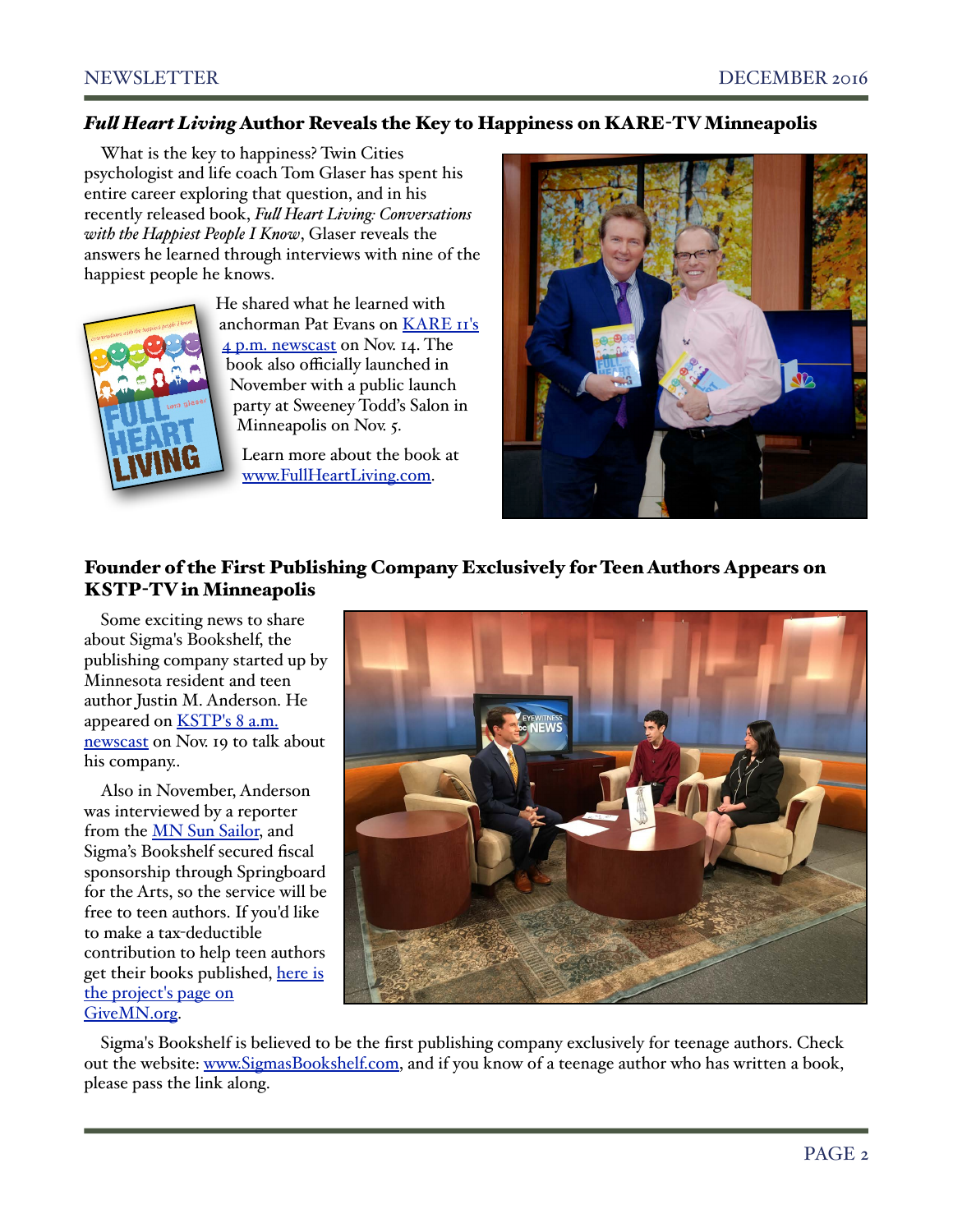## *Full Heart Living* Author Reveals the Key to Happiness on KARE-TV Minneapolis

What is the key to happiness? Twin Cities psychologist and life coach Tom Glaser has spent his entire career exploring that question, and in his recently released book, *Full Heart Living: Conversations with the Happiest People I Know*, Glaser reveals the answers he learned through interviews with nine of the happiest people he knows.

He shared what he learned with anchorman Pat Evans on KARE 11's 4 p.m. newscast on Nov. 14. The book also officially launched in November with a public launch party at Sweeney Todd's Salon in Minneapolis on Nov. 5.

Learn more about the book at www.FullHeartLiving.com.

## Founder of the First Publishing Company Exclusively for Teen Authors Appears on KSTP-TV in Minneapolis

Some exciting news to share about Sigma's Bookshelf, the publishing company started up by Minnesota resident and teen author Justin M. Anderson. He appeared on KSTP's 8 a.m. newscast on Nov. 19 to talk about his company..

Also in November, Anderson was interviewed by a reporter from the MN Sun Sailor, and Sigma's Bookshelf secured fiscal sponsorship through Springboard for the Arts, so the service will be free to teen authors. If you'd like to make a tax-deductible contribution to help teen authors get their books published, here is the project's page on GiveMN.org.

Sigma's Bookshelf is believed to be the first publishing company exclusively for teenage authors. Check out the website: www.SigmasBookshelf.com, and if you know of a teenage author who has written a book, please pass the link along.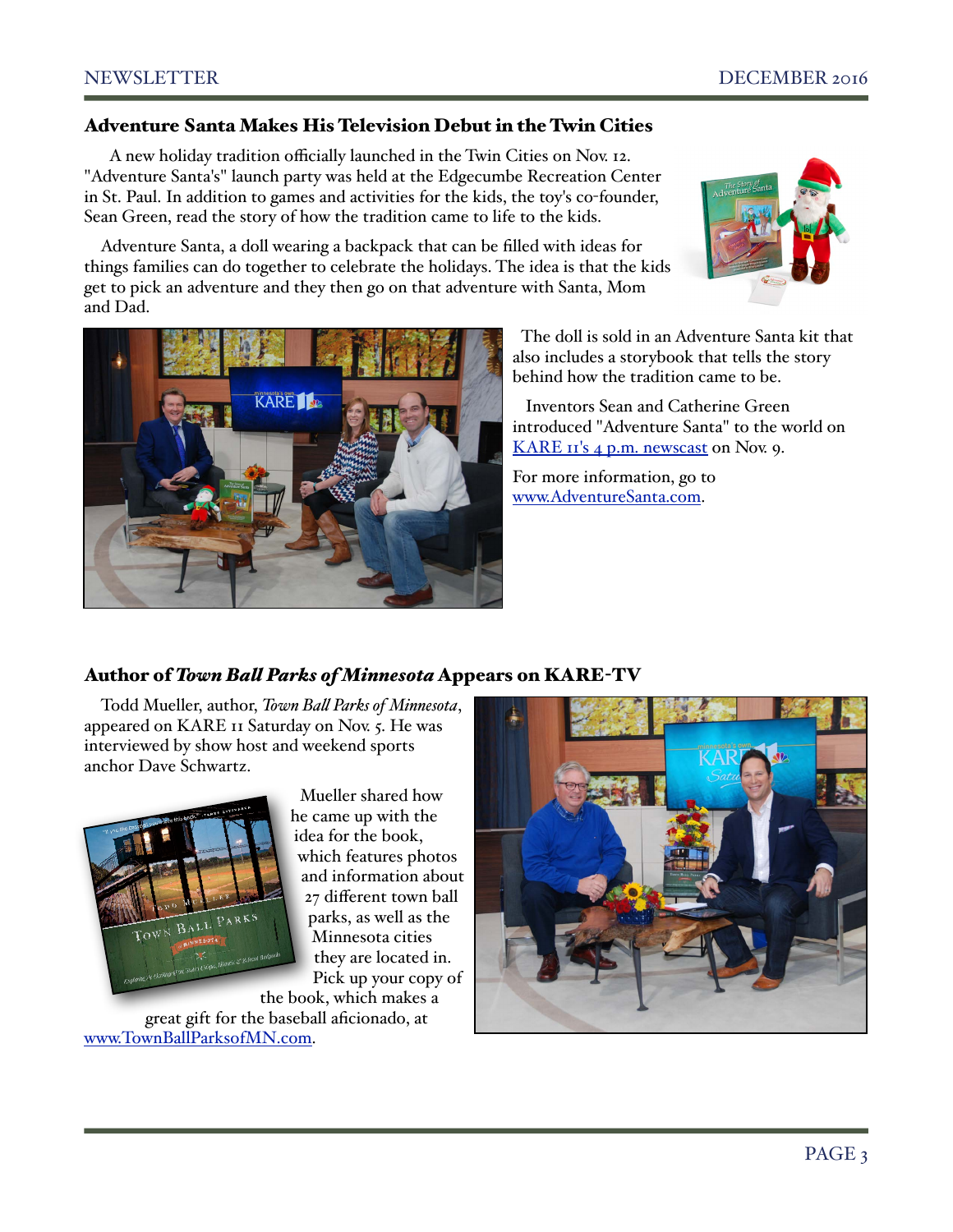## Adventure Santa Makes His Television Debut in the Twin Cities

A new holiday tradition officially launched in the Twin Cities on Nov. 12. "Adventure Santa's" launch party was held at the Edgecumbe Recreation Center in St. Paul. In addition to games and activities for the kids, the toy's co-founder, Sean Green, read the story of how the tradition came to life to the kids.

Adventure Santa, a doll wearing a backpack that can be filled with ideas for things families can do together to celebrate the holidays. The idea is that the kids get to pick an adventure and they then go on that adventure with Santa, Mom and Dad.

The doll is sold in an Adventure Santa kit that also includes a storybook that tells the story behind how the tradition came to be.

Inventors Sean and Catherine Green introduced "Adventure Santa" to the world on KARE 11's 4 p.m. newscast on Nov. 9.

For more information, go to www.AdventureSanta.com.

## Author of *Town Ball Parks of Minnesota* Appears on KARE-TV

Todd Mueller, author, *Town Ball Parks of Minnesota*, appeared on KARE 11 Saturday on Nov. 5. He was interviewed by show host and weekend sports anchor Dave Schwartz.

Mueller shared how he came up with the idea for the book, which features photos and information about 27 different town ball parks, as well as the Minnesota cities they are located in. Pick up your copy of the book, which makes a great gift for the baseball aficionado, at www.TownBallParksofMN.com.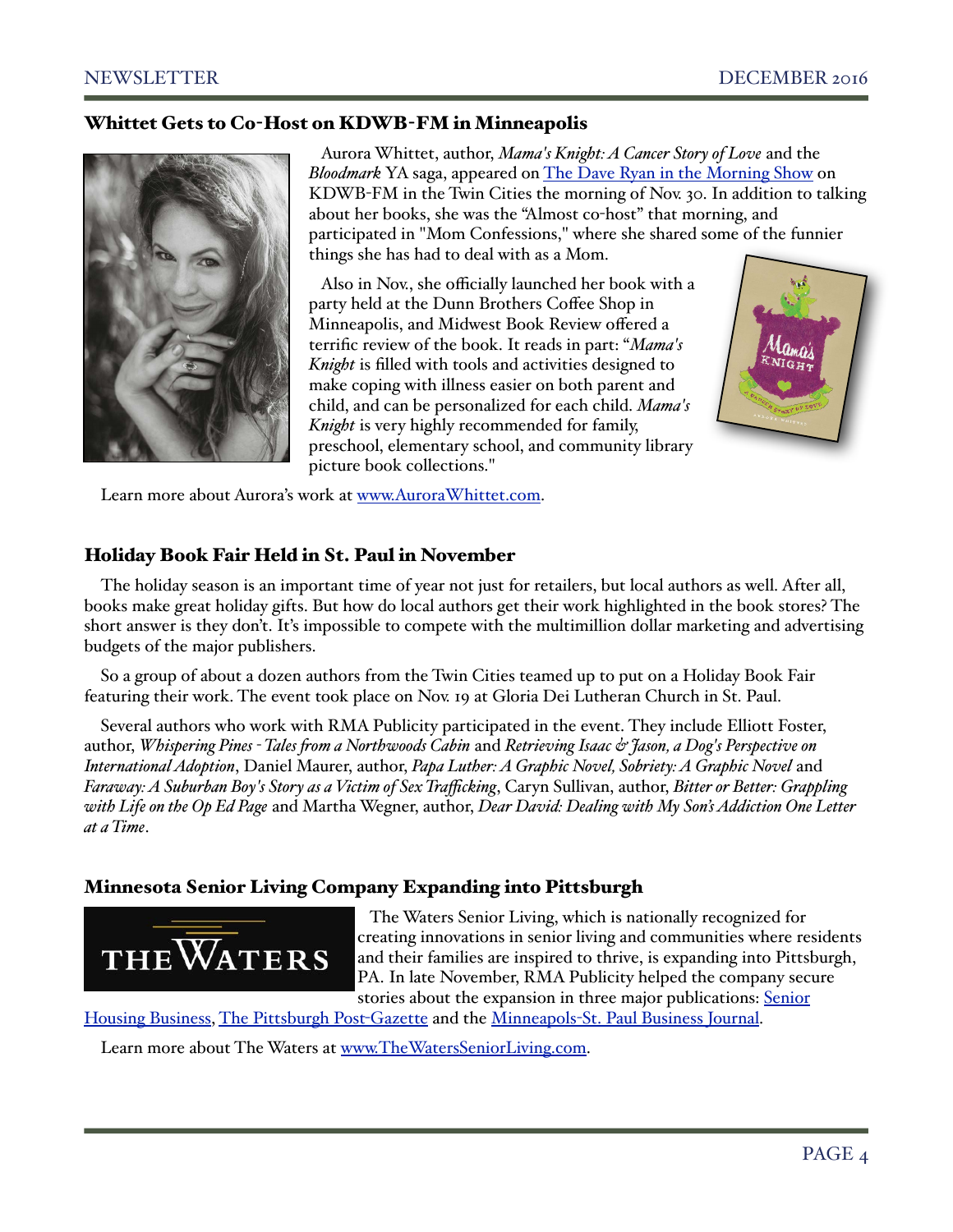## Whittet Gets to Co-Host on KDWB-FM in Minneapolis

Aurora Whittet, author, *Mama's Knight: A Cancer Story of Love* and the *Bloodmark* YA saga, appeared on The Dave Ryan in the Morning Show on KDWB-FM in the Twin Cities the morning of Nov. 30. In addition to talking about her books, she was the "Almost co-host" that morning, and participated in "Mom Confessions," where she shared some of the funnier things she has had to deal with as a Mom.

Also in Nov., she officially launched her book with a party held at the Dunn Brothers Coffee Shop in Minneapolis, and Midwest Book Review offered a terrific review of the book. It reads in part: "*Mama's Knight* is filled with tools and activities designed to make coping with illness easier on both parent and child, and can be personalized for each child. *Mama's Knight* is very highly recommended for family, preschool, elementary school, and community library picture book collections."

Learn more about Aurora's work at www.AuroraWhittet.com.

## Holiday Book Fair Held in St. Paul in November

The holiday season is an important time of year not just for retailers, but local authors as well. After all, books make great holiday gifts. But how do local authors get their work highlighted in the book stores? The short answer is they don't. It's impossible to compete with the multimillion dollar marketing and advertising budgets of the major publishers.

So a group of about a dozen authors from the Twin Cities teamed up to put on a Holiday Book Fair featuring their work. The event took place on Nov. 19 at Gloria Dei Lutheran Church in St. Paul.

Several authors who work with RMA Publicity participated in the event. They include Elliott Foster, author, *Whispering Pines - Tales from a Northwoods Cabin* and *Retrieving Isaac & Jason, a Dog's Perspective on International Adoption*, Daniel Maurer, author, *Papa Luther: A Graphic Novel, Sobriety: A Graphic Novel* and *Faraway: A Suburban Boy's Story as a Victim of Sex Trafficking*, Caryn Sullivan, author, *Bitter or Better: Grappling with Life on the Op Ed Page* and Martha Wegner, author, *Dear David: Dealing with My Son's Addiction One Letter at a Time*.

## Minnesota Senior Living Company Expanding into Pittsburgh

The Waters Senior Living, which is nationally recognized for creating innovations in senior living and communities where residents and their families are inspired to thrive, is expanding into Pittsburgh, PA. In late November, RMA Publicity helped the company secure stories about the expansion in three major publications: Senior Housing Business, The Pittsburgh Post-Gazette and the Minneapolis-St. Paul Business Journal.

Learn more about The Waters at www.TheWatersSeniorLiving.com.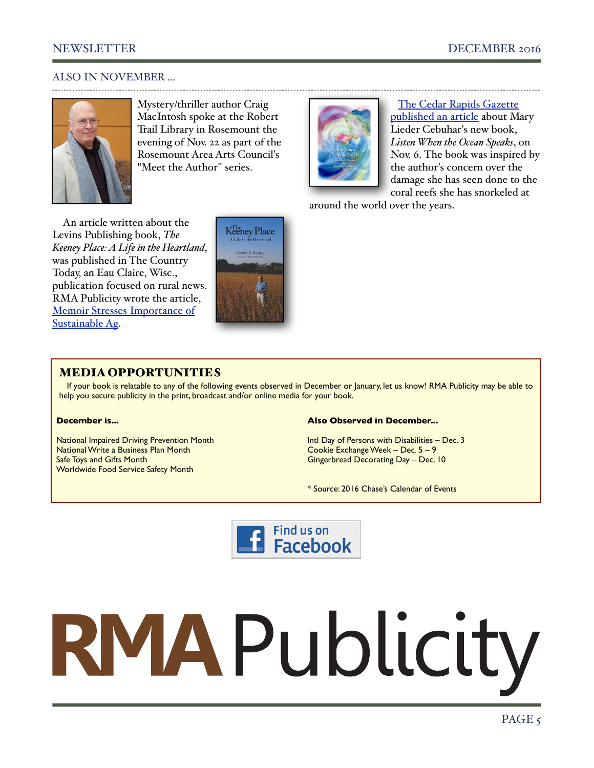## ALSO IN NOVEMBER ...

Mystery/thriller author Craig MacIntosh spoke at the Robert Trail Library in Rosemount the evening of Nov. 22 as part of the Rosemount Area Arts Council's "Meet the Author" series.

The Cedar Rapids Gazette published an article about Mary Lieder Cebuhar's new book, *Listen When the Ocean Speaks*, on Nov. 6. The book was inspired by the author's concern over the damage she has seen done to the coral reefs she has snorkeled at around the world over the years.

An article written about the Levins Publishing book, *The Keeney Place: A Life in the Heartland*, was published in The Country Today, an Eau Claire, Wisc., publication focused on rural news. RMA Publicity wrote the article, Memoir Stresses Importance of Sustainable Ag.

## MEDIA OPPORTUNITIES

If your book is relatable to any of the following events observed in December or January, let us know! RMA Publicity may be able to help you secure publicity in the print, broadcast and/or online media for your book.

**December is...**

National Impaired Driving Prevention Month
National Write a Business Plan Month
Safe Toys and Gifts Month
Worldwide Food Service Safety Month

**Also Observed in December...**

Intl Day of Persons with Disabilities – Dec. 3
Cookie Exchange Week – Dec. 5 – 9
Gingerbread Decorating Day – Dec. 10

* Source: 2016 Chase's Calendar of Events

Find us on Facebook

RMA Publicity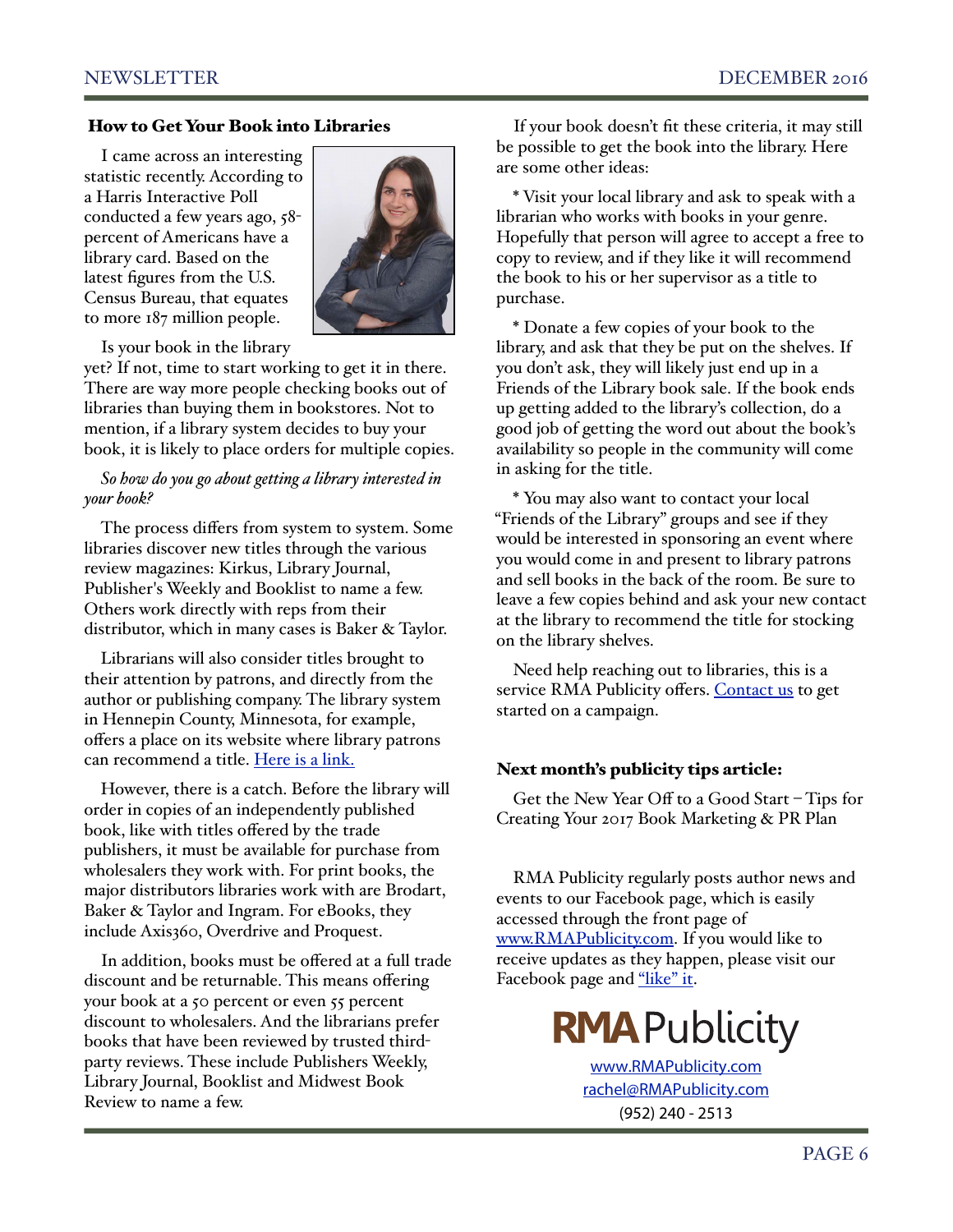## How to Get Your Book into Libraries

I came across an interesting statistic recently. According to a Harris Interactive Poll conducted a few years ago, 58-percent of Americans have a library card. Based on the latest figures from the U.S. Census Bureau, that equates to more 187 million people.

Is your book in the library yet? If not, time to start working to get it in there. There are way more people checking books out of libraries than buying them in bookstores. Not to mention, if a library system decides to buy your book, it is likely to place orders for multiple copies.

*So how do you go about getting a library interested in your book?*

The process differs from system to system. Some libraries discover new titles through the various review magazines: Kirkus, Library Journal, Publisher's Weekly and Booklist to name a few. Others work directly with reps from their distributor, which in many cases is Baker & Taylor.

Librarians will also consider titles brought to their attention by patrons, and directly from the author or publishing company. The library system in Hennepin County, Minnesota, for example, offers a place on its website where library patrons can recommend a title. Here is a link.

However, there is a catch. Before the library will order in copies of an independently published book, like with titles offered by the trade publishers, it must be available for purchase from wholesalers they work with. For print books, the major distributors libraries work with are Brodart, Baker & Taylor and Ingram. For eBooks, they include Axis360, Overdrive and Proquest.

In addition, books must be offered at a full trade discount and be returnable. This means offering your book at a 50 percent or even 55 percent discount to wholesalers. And the librarians prefer books that have been reviewed by trusted third-party reviews. These include Publishers Weekly, Library Journal, Booklist and Midwest Book Review to name a few.

If your book doesn't fit these criteria, it may still be possible to get the book into the library. Here are some other ideas:

* Visit your local library and ask to speak with a librarian who works with books in your genre. Hopefully that person will agree to accept a free to copy to review, and if they like it will recommend the book to his or her supervisor as a title to purchase.

* Donate a few copies of your book to the library, and ask that they be put on the shelves. If you don't ask, they will likely just end up in a Friends of the Library book sale. If the book ends up getting added to the library's collection, do a good job of getting the word out about the book's availability so people in the community will come in asking for the title.

* You may also want to contact your local "Friends of the Library" groups and see if they would be interested in sponsoring an event where you would come in and present to library patrons and sell books in the back of the room. Be sure to leave a few copies behind and ask your new contact at the library to recommend the title for stocking on the library shelves.

Need help reaching out to libraries, this is a service RMA Publicity offers. Contact us to get started on a campaign.

### Next month's publicity tips article:

Get the New Year Off to a Good Start – Tips for Creating Your 2017 Book Marketing & PR Plan

RMA Publicity regularly posts author news and events to our Facebook page, which is easily accessed through the front page of www.RMAPublicity.com. If you would like to receive updates as they happen, please visit our Facebook page and "like" it.

**RMA Publicity**

www.RMAPublicity.com
rachel@RMAPublicity.com
(952) 240 - 2513